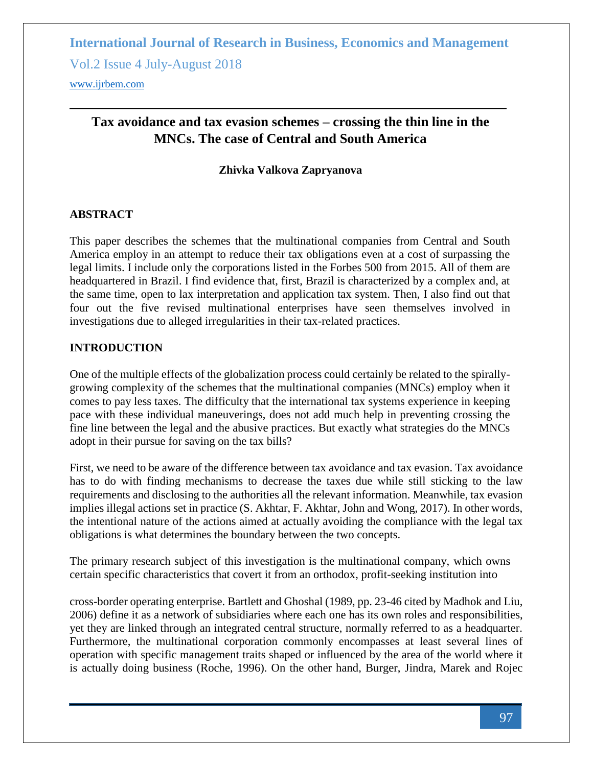# Tax avoidance and tax evasion schemes – crossing the thin line in the MNCs. The case of Central and South America

**Zhivka Valkova Zapryanova**

## ABSTRACT

This paper describes the schemes that the multinational companies from Central and South America employ in an attempt to reduce their tax obligations even at a cost of surpassing the legal limits. I include only the corporations listed in the Forbes 500 from 2015. All of them are headquartered in Brazil. I find evidence that, first, Brazil is characterized by a complex and, at the same time, open to lax interpretation and application tax system. Then, I also find out that four out the five revised multinational enterprises have seen themselves involved in investigations due to alleged irregularities in their tax-related practices.

## INTRODUCTION

One of the multiple effects of the globalization process could certainly be related to the spirally-growing complexity of the schemes that the multinational companies (MNCs) employ when it comes to pay less taxes. The difficulty that the international tax systems experience in keeping pace with these individual maneuverings, does not add much help in preventing crossing the fine line between the legal and the abusive practices. But exactly what strategies do the MNCs adopt in their pursue for saving on the tax bills?

First, we need to be aware of the difference between tax avoidance and tax evasion. Tax avoidance has to do with finding mechanisms to decrease the taxes due while still sticking to the law requirements and disclosing to the authorities all the relevant information. Meanwhile, tax evasion implies illegal actions set in practice (S. Akhtar, F. Akhtar, John and Wong, 2017). In other words, the intentional nature of the actions aimed at actually avoiding the compliance with the legal tax obligations is what determines the boundary between the two concepts.

The primary research subject of this investigation is the multinational company, which owns certain specific characteristics that covert it from an orthodox, profit-seeking institution into cross-border operating enterprise. Bartlett and Ghoshal (1989, pp. 23-46 cited by Madhok and Liu, 2006) define it as a network of subsidiaries where each one has its own roles and responsibilities, yet they are linked through an integrated central structure, normally referred to as a headquarter. Furthermore, the multinational corporation commonly encompasses at least several lines of operation with specific management traits shaped or influenced by the area of the world where it is actually doing business (Roche, 1996). On the other hand, Burger, Jindra, Marek and Rojec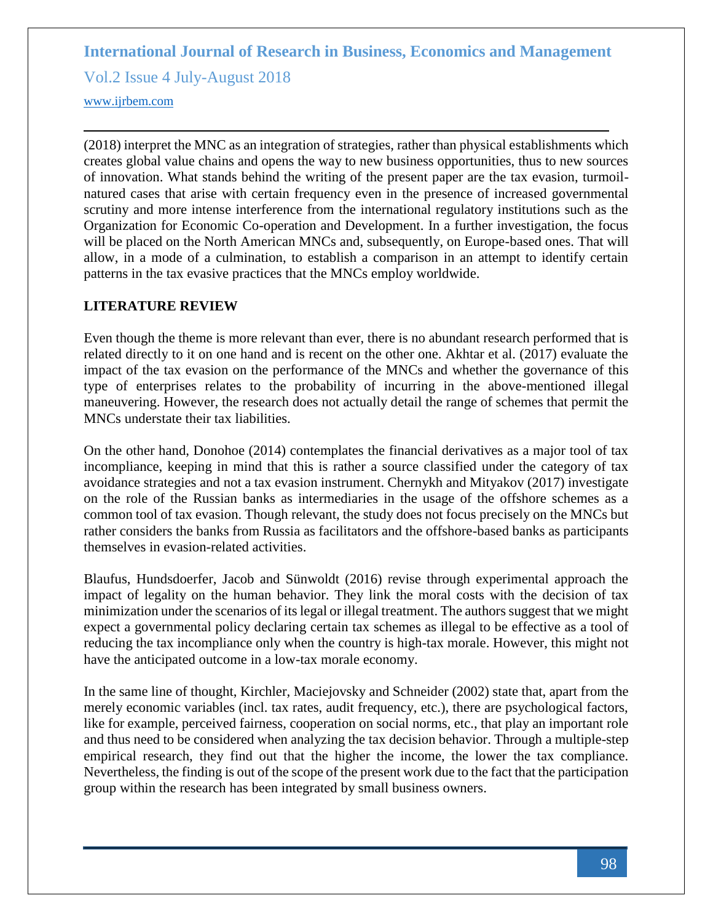(2018) interpret the MNC as an integration of strategies, rather than physical establishments which creates global value chains and opens the way to new business opportunities, thus to new sources of innovation. What stands behind the writing of the present paper are the tax evasion, turmoil-natured cases that arise with certain frequency even in the presence of increased governmental scrutiny and more intense interference from the international regulatory institutions such as the Organization for Economic Co-operation and Development. In a further investigation, the focus will be placed on the North American MNCs and, subsequently, on Europe-based ones. That will allow, in a mode of a culmination, to establish a comparison in an attempt to identify certain patterns in the tax evasive practices that the MNCs employ worldwide.

## LITERATURE REVIEW

Even though the theme is more relevant than ever, there is no abundant research performed that is related directly to it on one hand and is recent on the other one. Akhtar et al. (2017) evaluate the impact of the tax evasion on the performance of the MNCs and whether the governance of this type of enterprises relates to the probability of incurring in the above-mentioned illegal maneuvering. However, the research does not actually detail the range of schemes that permit the MNCs understate their tax liabilities.

On the other hand, Donohoe (2014) contemplates the financial derivatives as a major tool of tax incompliance, keeping in mind that this is rather a source classified under the category of tax avoidance strategies and not a tax evasion instrument. Chernykh and Mityakov (2017) investigate on the role of the Russian banks as intermediaries in the usage of the offshore schemes as a common tool of tax evasion. Though relevant, the study does not focus precisely on the MNCs but rather considers the banks from Russia as facilitators and the offshore-based banks as participants themselves in evasion-related activities.

Blaufus, Hundsdoerfer, Jacob and Sünwoldt (2016) revise through experimental approach the impact of legality on the human behavior. They link the moral costs with the decision of tax minimization under the scenarios of its legal or illegal treatment. The authors suggest that we might expect a governmental policy declaring certain tax schemes as illegal to be effective as a tool of reducing the tax incompliance only when the country is high-tax morale. However, this might not have the anticipated outcome in a low-tax morale economy.

In the same line of thought, Kirchler, Maciejovsky and Schneider (2002) state that, apart from the merely economic variables (incl. tax rates, audit frequency, etc.), there are psychological factors, like for example, perceived fairness, cooperation on social norms, etc., that play an important role and thus need to be considered when analyzing the tax decision behavior. Through a multiple-step empirical research, they find out that the higher the income, the lower the tax compliance. Nevertheless, the finding is out of the scope of the present work due to the fact that the participation group within the research has been integrated by small business owners.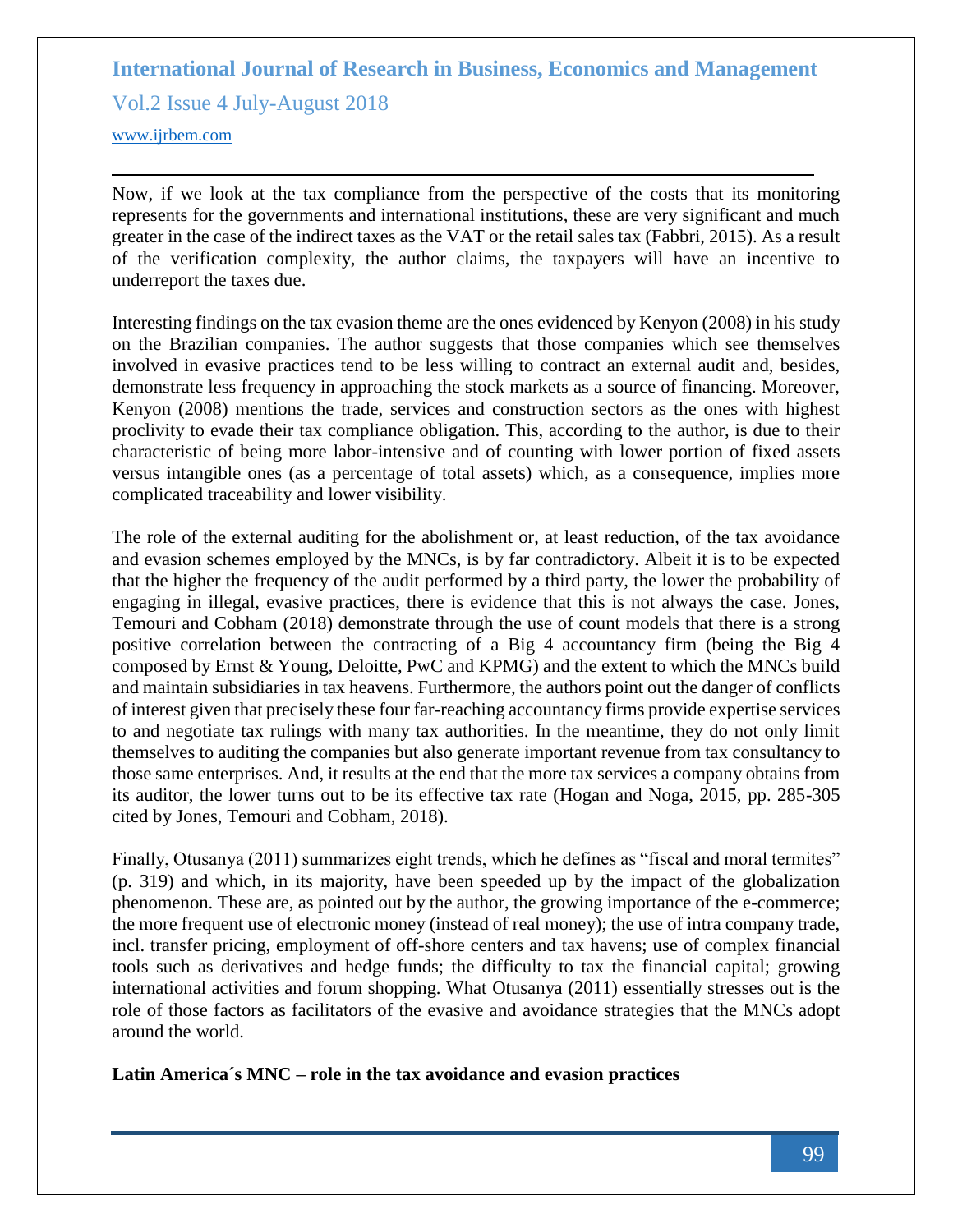Now, if we look at the tax compliance from the perspective of the costs that its monitoring represents for the governments and international institutions, these are very significant and much greater in the case of the indirect taxes as the VAT or the retail sales tax (Fabbri, 2015). As a result of the verification complexity, the author claims, the taxpayers will have an incentive to underreport the taxes due.

Interesting findings on the tax evasion theme are the ones evidenced by Kenyon (2008) in his study on the Brazilian companies. The author suggests that those companies which see themselves involved in evasive practices tend to be less willing to contract an external audit and, besides, demonstrate less frequency in approaching the stock markets as a source of financing. Moreover, Kenyon (2008) mentions the trade, services and construction sectors as the ones with highest proclivity to evade their tax compliance obligation. This, according to the author, is due to their characteristic of being more labor-intensive and of counting with lower portion of fixed assets versus intangible ones (as a percentage of total assets) which, as a consequence, implies more complicated traceability and lower visibility.

The role of the external auditing for the abolishment or, at least reduction, of the tax avoidance and evasion schemes employed by the MNCs, is by far contradictory. Albeit it is to be expected that the higher the frequency of the audit performed by a third party, the lower the probability of engaging in illegal, evasive practices, there is evidence that this is not always the case. Jones, Temouri and Cobham (2018) demonstrate through the use of count models that there is a strong positive correlation between the contracting of a Big 4 accountancy firm (being the Big 4 composed by Ernst & Young, Deloitte, PwC and KPMG) and the extent to which the MNCs build and maintain subsidiaries in tax heavens. Furthermore, the authors point out the danger of conflicts of interest given that precisely these four far-reaching accountancy firms provide expertise services to and negotiate tax rulings with many tax authorities. In the meantime, they do not only limit themselves to auditing the companies but also generate important revenue from tax consultancy to those same enterprises. And, it results at the end that the more tax services a company obtains from its auditor, the lower turns out to be its effective tax rate (Hogan and Noga, 2015, pp. 285-305 cited by Jones, Temouri and Cobham, 2018).

Finally, Otusanya (2011) summarizes eight trends, which he defines as "fiscal and moral termites" (p. 319) and which, in its majority, have been speeded up by the impact of the globalization phenomenon. These are, as pointed out by the author, the growing importance of the e-commerce; the more frequent use of electronic money (instead of real money); the use of intra company trade, incl. transfer pricing, employment of off-shore centers and tax havens; use of complex financial tools such as derivatives and hedge funds; the difficulty to tax the financial capital; growing international activities and forum shopping. What Otusanya (2011) essentially stresses out is the role of those factors as facilitators of the evasive and avoidance strategies that the MNCs adopt around the world.

**Latin America´s MNC – role in the tax avoidance and evasion practices**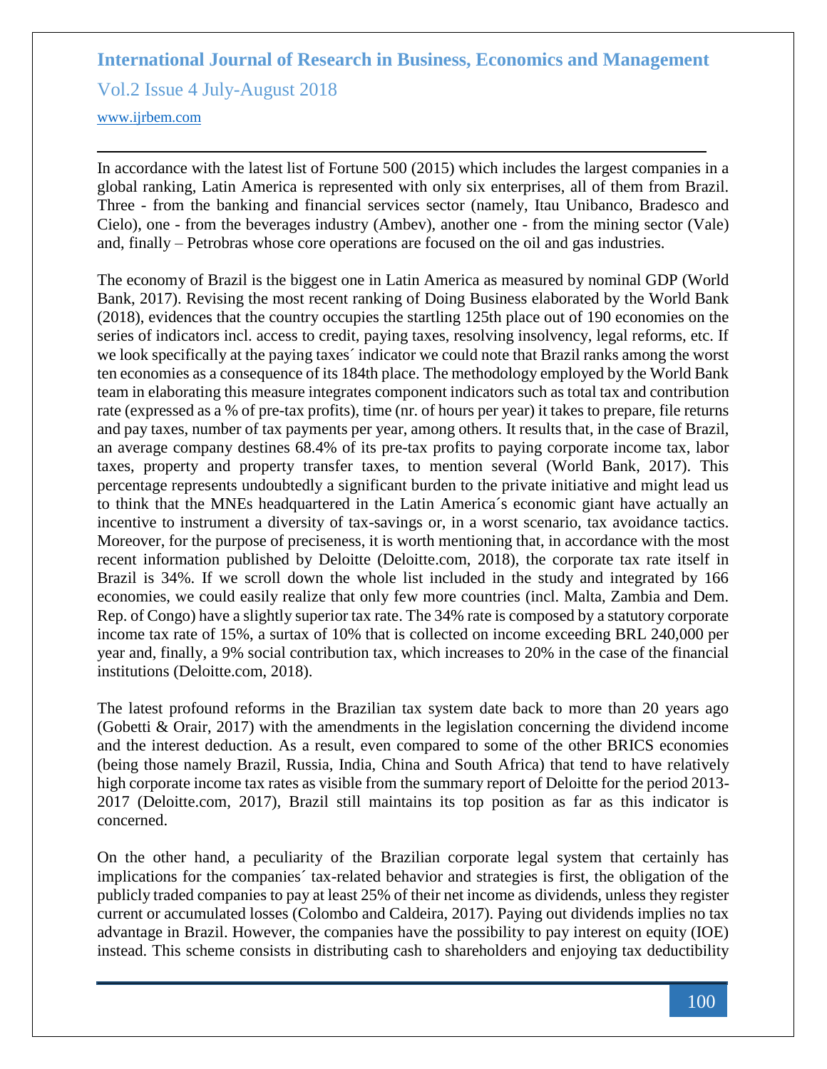In accordance with the latest list of Fortune 500 (2015) which includes the largest companies in a global ranking, Latin America is represented with only six enterprises, all of them from Brazil. Three - from the banking and financial services sector (namely, Itau Unibanco, Bradesco and Cielo), one - from the beverages industry (Ambev), another one - from the mining sector (Vale) and, finally – Petrobras whose core operations are focused on the oil and gas industries.

The economy of Brazil is the biggest one in Latin America as measured by nominal GDP (World Bank, 2017). Revising the most recent ranking of Doing Business elaborated by the World Bank (2018), evidences that the country occupies the startling 125th place out of 190 economies on the series of indicators incl. access to credit, paying taxes, resolving insolvency, legal reforms, etc. If we look specifically at the paying taxes´ indicator we could note that Brazil ranks among the worst ten economies as a consequence of its 184th place. The methodology employed by the World Bank team in elaborating this measure integrates component indicators such as total tax and contribution rate (expressed as a % of pre-tax profits), time (nr. of hours per year) it takes to prepare, file returns and pay taxes, number of tax payments per year, among others. It results that, in the case of Brazil, an average company destines 68.4% of its pre-tax profits to paying corporate income tax, labor taxes, property and property transfer taxes, to mention several (World Bank, 2017). This percentage represents undoubtedly a significant burden to the private initiative and might lead us to think that the MNEs headquartered in the Latin America´s economic giant have actually an incentive to instrument a diversity of tax-savings or, in a worst scenario, tax avoidance tactics. Moreover, for the purpose of preciseness, it is worth mentioning that, in accordance with the most recent information published by Deloitte (Deloitte.com, 2018), the corporate tax rate itself in Brazil is 34%. If we scroll down the whole list included in the study and integrated by 166 economies, we could easily realize that only few more countries (incl. Malta, Zambia and Dem. Rep. of Congo) have a slightly superior tax rate. The 34% rate is composed by a statutory corporate income tax rate of 15%, a surtax of 10% that is collected on income exceeding BRL 240,000 per year and, finally, a 9% social contribution tax, which increases to 20% in the case of the financial institutions (Deloitte.com, 2018).

The latest profound reforms in the Brazilian tax system date back to more than 20 years ago (Gobetti & Orair, 2017) with the amendments in the legislation concerning the dividend income and the interest deduction. As a result, even compared to some of the other BRICS economies (being those namely Brazil, Russia, India, China and South Africa) that tend to have relatively high corporate income tax rates as visible from the summary report of Deloitte for the period 2013-2017 (Deloitte.com, 2017), Brazil still maintains its top position as far as this indicator is concerned.

On the other hand, a peculiarity of the Brazilian corporate legal system that certainly has implications for the companies´ tax-related behavior and strategies is first, the obligation of the publicly traded companies to pay at least 25% of their net income as dividends, unless they register current or accumulated losses (Colombo and Caldeira, 2017). Paying out dividends implies no tax advantage in Brazil. However, the companies have the possibility to pay interest on equity (IOE) instead. This scheme consists in distributing cash to shareholders and enjoying tax deductibility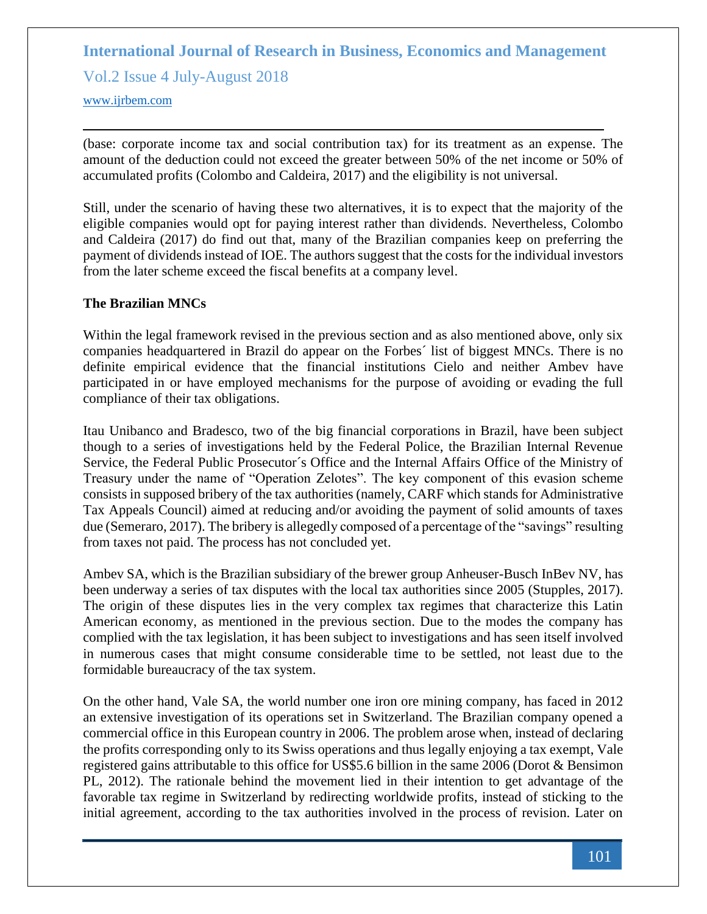(base: corporate income tax and social contribution tax) for its treatment as an expense. The amount of the deduction could not exceed the greater between 50% of the net income or 50% of accumulated profits (Colombo and Caldeira, 2017) and the eligibility is not universal.

Still, under the scenario of having these two alternatives, it is to expect that the majority of the eligible companies would opt for paying interest rather than dividends. Nevertheless, Colombo and Caldeira (2017) do find out that, many of the Brazilian companies keep on preferring the payment of dividends instead of IOE. The authors suggest that the costs for the individual investors from the later scheme exceed the fiscal benefits at a company level.

**The Brazilian MNCs**

Within the legal framework revised in the previous section and as also mentioned above, only six companies headquartered in Brazil do appear on the Forbes´ list of biggest MNCs. There is no definite empirical evidence that the financial institutions Cielo and neither Ambev have participated in or have employed mechanisms for the purpose of avoiding or evading the full compliance of their tax obligations.

Itau Unibanco and Bradesco, two of the big financial corporations in Brazil, have been subject though to a series of investigations held by the Federal Police, the Brazilian Internal Revenue Service, the Federal Public Prosecutor´s Office and the Internal Affairs Office of the Ministry of Treasury under the name of "Operation Zelotes". The key component of this evasion scheme consists in supposed bribery of the tax authorities (namely, CARF which stands for Administrative Tax Appeals Council) aimed at reducing and/or avoiding the payment of solid amounts of taxes due (Semeraro, 2017). The bribery is allegedly composed of a percentage of the "savings" resulting from taxes not paid. The process has not concluded yet.

Ambev SA, which is the Brazilian subsidiary of the brewer group Anheuser-Busch InBev NV, has been underway a series of tax disputes with the local tax authorities since 2005 (Stupples, 2017). The origin of these disputes lies in the very complex tax regimes that characterize this Latin American economy, as mentioned in the previous section. Due to the modes the company has complied with the tax legislation, it has been subject to investigations and has seen itself involved in numerous cases that might consume considerable time to be settled, not least due to the formidable bureaucracy of the tax system.

On the other hand, Vale SA, the world number one iron ore mining company, has faced in 2012 an extensive investigation of its operations set in Switzerland. The Brazilian company opened a commercial office in this European country in 2006. The problem arose when, instead of declaring the profits corresponding only to its Swiss operations and thus legally enjoying a tax exempt, Vale registered gains attributable to this office for US$5.6 billion in the same 2006 (Dorot & Bensimon PL, 2012). The rationale behind the movement lied in their intention to get advantage of the favorable tax regime in Switzerland by redirecting worldwide profits, instead of sticking to the initial agreement, according to the tax authorities involved in the process of revision. Later on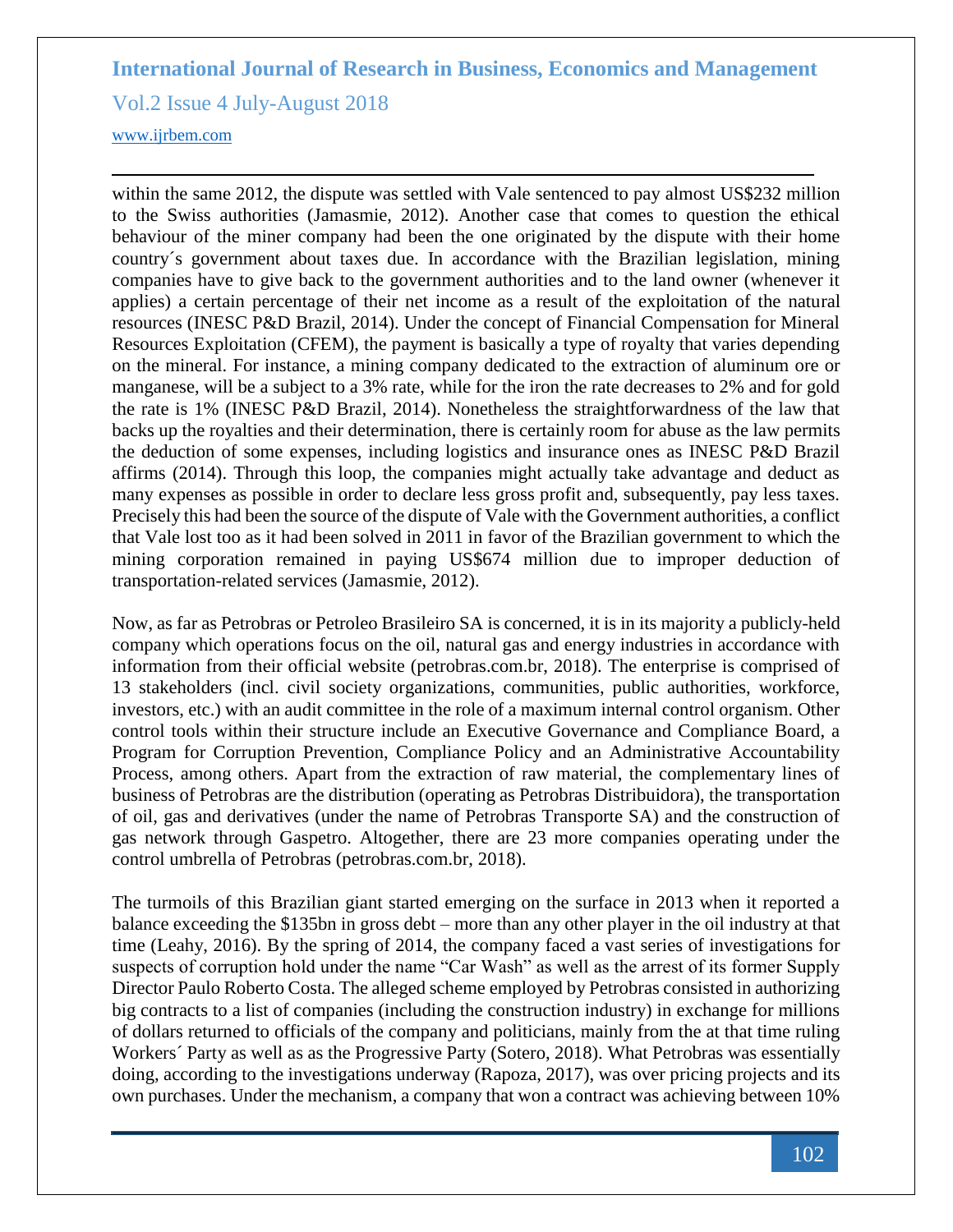within the same 2012, the dispute was settled with Vale sentenced to pay almost US$232 million to the Swiss authorities (Jamasmie, 2012). Another case that comes to question the ethical behaviour of the miner company had been the one originated by the dispute with their home country´s government about taxes due. In accordance with the Brazilian legislation, mining companies have to give back to the government authorities and to the land owner (whenever it applies) a certain percentage of their net income as a result of the exploitation of the natural resources (INESC P&D Brazil, 2014). Under the concept of Financial Compensation for Mineral Resources Exploitation (CFEM), the payment is basically a type of royalty that varies depending on the mineral. For instance, a mining company dedicated to the extraction of aluminum ore or manganese, will be a subject to a 3% rate, while for the iron the rate decreases to 2% and for gold the rate is 1% (INESC P&D Brazil, 2014). Nonetheless the straightforwardness of the law that backs up the royalties and their determination, there is certainly room for abuse as the law permits the deduction of some expenses, including logistics and insurance ones as INESC P&D Brazil affirms (2014). Through this loop, the companies might actually take advantage and deduct as many expenses as possible in order to declare less gross profit and, subsequently, pay less taxes. Precisely this had been the source of the dispute of Vale with the Government authorities, a conflict that Vale lost too as it had been solved in 2011 in favor of the Brazilian government to which the mining corporation remained in paying US$674 million due to improper deduction of transportation-related services (Jamasmie, 2012).

Now, as far as Petrobras or Petroleo Brasileiro SA is concerned, it is in its majority a publicly-held company which operations focus on the oil, natural gas and energy industries in accordance with information from their official website (petrobras.com.br, 2018). The enterprise is comprised of 13 stakeholders (incl. civil society organizations, communities, public authorities, workforce, investors, etc.) with an audit committee in the role of a maximum internal control organism. Other control tools within their structure include an Executive Governance and Compliance Board, a Program for Corruption Prevention, Compliance Policy and an Administrative Accountability Process, among others. Apart from the extraction of raw material, the complementary lines of business of Petrobras are the distribution (operating as Petrobras Distribuidora), the transportation of oil, gas and derivatives (under the name of Petrobras Transporte SA) and the construction of gas network through Gaspetro. Altogether, there are 23 more companies operating under the control umbrella of Petrobras (petrobras.com.br, 2018).

The turmoils of this Brazilian giant started emerging on the surface in 2013 when it reported a balance exceeding the $135bn in gross debt – more than any other player in the oil industry at that time (Leahy, 2016). By the spring of 2014, the company faced a vast series of investigations for suspects of corruption hold under the name "Car Wash" as well as the arrest of its former Supply Director Paulo Roberto Costa. The alleged scheme employed by Petrobras consisted in authorizing big contracts to a list of companies (including the construction industry) in exchange for millions of dollars returned to officials of the company and politicians, mainly from the at that time ruling Workers´ Party as well as as the Progressive Party (Sotero, 2018). What Petrobras was essentially doing, according to the investigations underway (Rapoza, 2017), was over pricing projects and its own purchases. Under the mechanism, a company that won a contract was achieving between 10%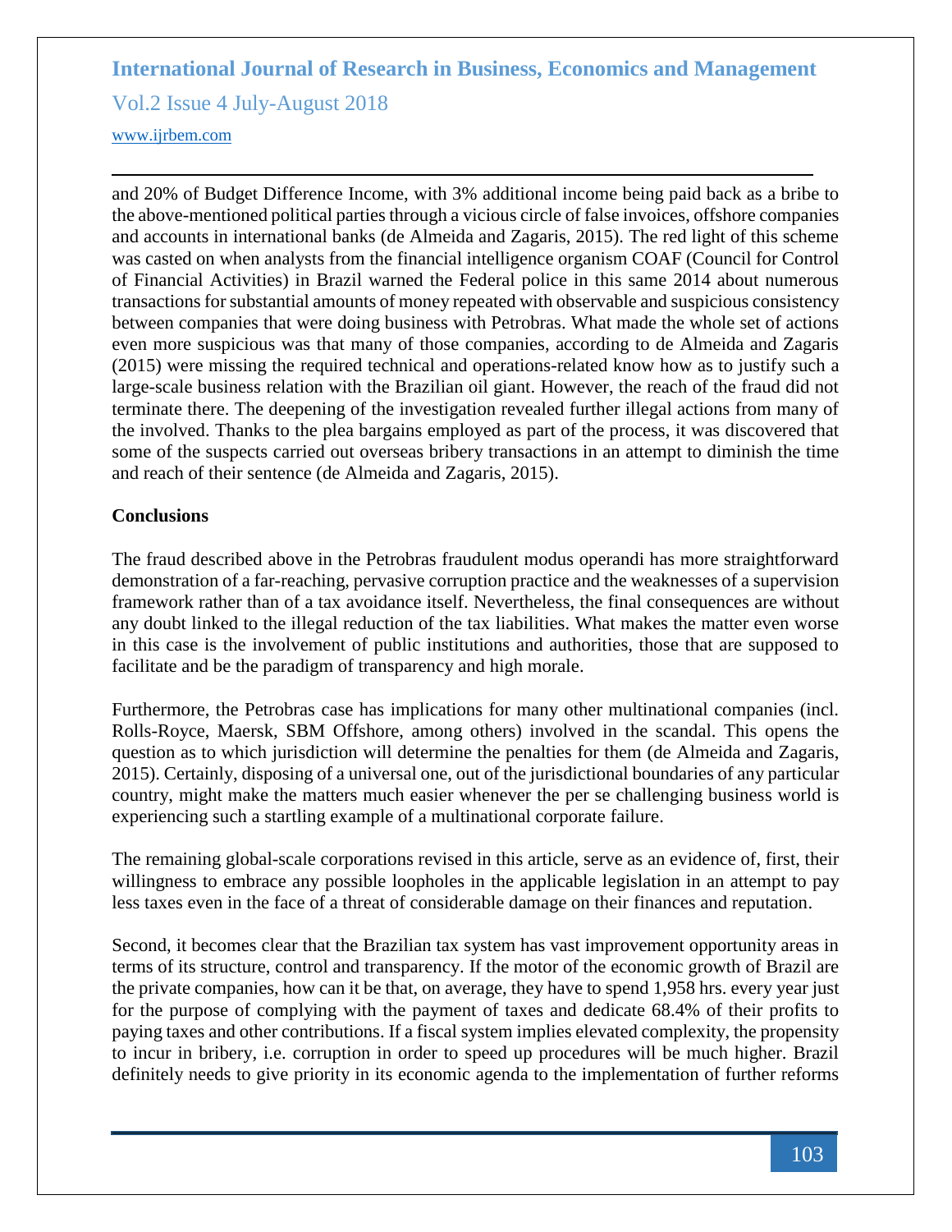and 20% of Budget Difference Income, with 3% additional income being paid back as a bribe to the above-mentioned political parties through a vicious circle of false invoices, offshore companies and accounts in international banks (de Almeida and Zagaris, 2015). The red light of this scheme was casted on when analysts from the financial intelligence organism COAF (Council for Control of Financial Activities) in Brazil warned the Federal police in this same 2014 about numerous transactions for substantial amounts of money repeated with observable and suspicious consistency between companies that were doing business with Petrobras. What made the whole set of actions even more suspicious was that many of those companies, according to de Almeida and Zagaris (2015) were missing the required technical and operations-related know how as to justify such a large-scale business relation with the Brazilian oil giant. However, the reach of the fraud did not terminate there. The deepening of the investigation revealed further illegal actions from many of the involved. Thanks to the plea bargains employed as part of the process, it was discovered that some of the suspects carried out overseas bribery transactions in an attempt to diminish the time and reach of their sentence (de Almeida and Zagaris, 2015).

## Conclusions

The fraud described above in the Petrobras fraudulent modus operandi has more straightforward demonstration of a far-reaching, pervasive corruption practice and the weaknesses of a supervision framework rather than of a tax avoidance itself. Nevertheless, the final consequences are without any doubt linked to the illegal reduction of the tax liabilities. What makes the matter even worse in this case is the involvement of public institutions and authorities, those that are supposed to facilitate and be the paradigm of transparency and high morale.

Furthermore, the Petrobras case has implications for many other multinational companies (incl. Rolls-Royce, Maersk, SBM Offshore, among others) involved in the scandal. This opens the question as to which jurisdiction will determine the penalties for them (de Almeida and Zagaris, 2015). Certainly, disposing of a universal one, out of the jurisdictional boundaries of any particular country, might make the matters much easier whenever the per se challenging business world is experiencing such a startling example of a multinational corporate failure.

The remaining global-scale corporations revised in this article, serve as an evidence of, first, their willingness to embrace any possible loopholes in the applicable legislation in an attempt to pay less taxes even in the face of a threat of considerable damage on their finances and reputation.

Second, it becomes clear that the Brazilian tax system has vast improvement opportunity areas in terms of its structure, control and transparency. If the motor of the economic growth of Brazil are the private companies, how can it be that, on average, they have to spend 1,958 hrs. every year just for the purpose of complying with the payment of taxes and dedicate 68.4% of their profits to paying taxes and other contributions. If a fiscal system implies elevated complexity, the propensity to incur in bribery, i.e. corruption in order to speed up procedures will be much higher. Brazil definitely needs to give priority in its economic agenda to the implementation of further reforms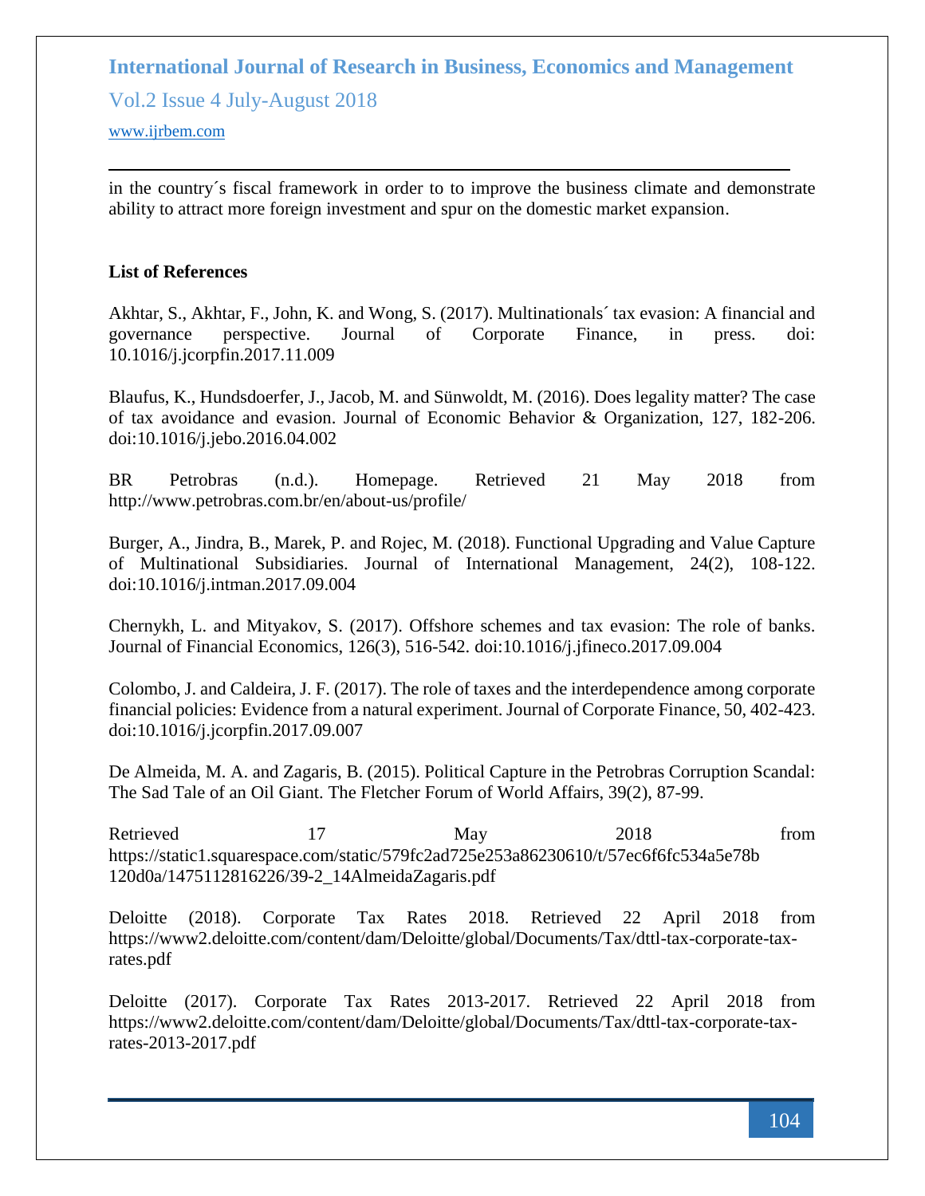in the country´s fiscal framework in order to to improve the business climate and demonstrate ability to attract more foreign investment and spur on the domestic market expansion.

**List of References**

Akhtar, S., Akhtar, F., John, K. and Wong, S. (2017). Multinationals´ tax evasion: A financial and governance perspective. Journal of Corporate Finance, in press. doi: 10.1016/j.jcorpfin.2017.11.009

Blaufus, K., Hundsdoerfer, J., Jacob, M. and Sünwoldt, M. (2016). Does legality matter? The case of tax avoidance and evasion. Journal of Economic Behavior & Organization, 127, 182-206. doi:10.1016/j.jebo.2016.04.002

BR Petrobras (n.d.). Homepage. Retrieved 21 May 2018 from http://www.petrobras.com.br/en/about-us/profile/

Burger, A., Jindra, B., Marek, P. and Rojec, M. (2018). Functional Upgrading and Value Capture of Multinational Subsidiaries. Journal of International Management, 24(2), 108-122. doi:10.1016/j.intman.2017.09.004

Chernykh, L. and Mityakov, S. (2017). Offshore schemes and tax evasion: The role of banks. Journal of Financial Economics, 126(3), 516-542. doi:10.1016/j.jfineco.2017.09.004

Colombo, J. and Caldeira, J. F. (2017). The role of taxes and the interdependence among corporate financial policies: Evidence from a natural experiment. Journal of Corporate Finance, 50, 402-423. doi:10.1016/j.jcorpfin.2017.09.007

De Almeida, M. A. and Zagaris, B. (2015). Political Capture in the Petrobras Corruption Scandal: The Sad Tale of an Oil Giant. The Fletcher Forum of World Affairs, 39(2), 87-99.

Retrieved 17 May 2018 from https://static1.squarespace.com/static/579fc2ad725e253a86230610/t/57ec6f6fc534a5e78b120d0a/1475112816226/39-2_14AlmeidaZagaris.pdf

Deloitte (2018). Corporate Tax Rates 2018. Retrieved 22 April 2018 from https://www2.deloitte.com/content/dam/Deloitte/global/Documents/Tax/dttl-tax-corporate-tax-rates.pdf

Deloitte (2017). Corporate Tax Rates 2013-2017. Retrieved 22 April 2018 from https://www2.deloitte.com/content/dam/Deloitte/global/Documents/Tax/dttl-tax-corporate-tax-rates-2013-2017.pdf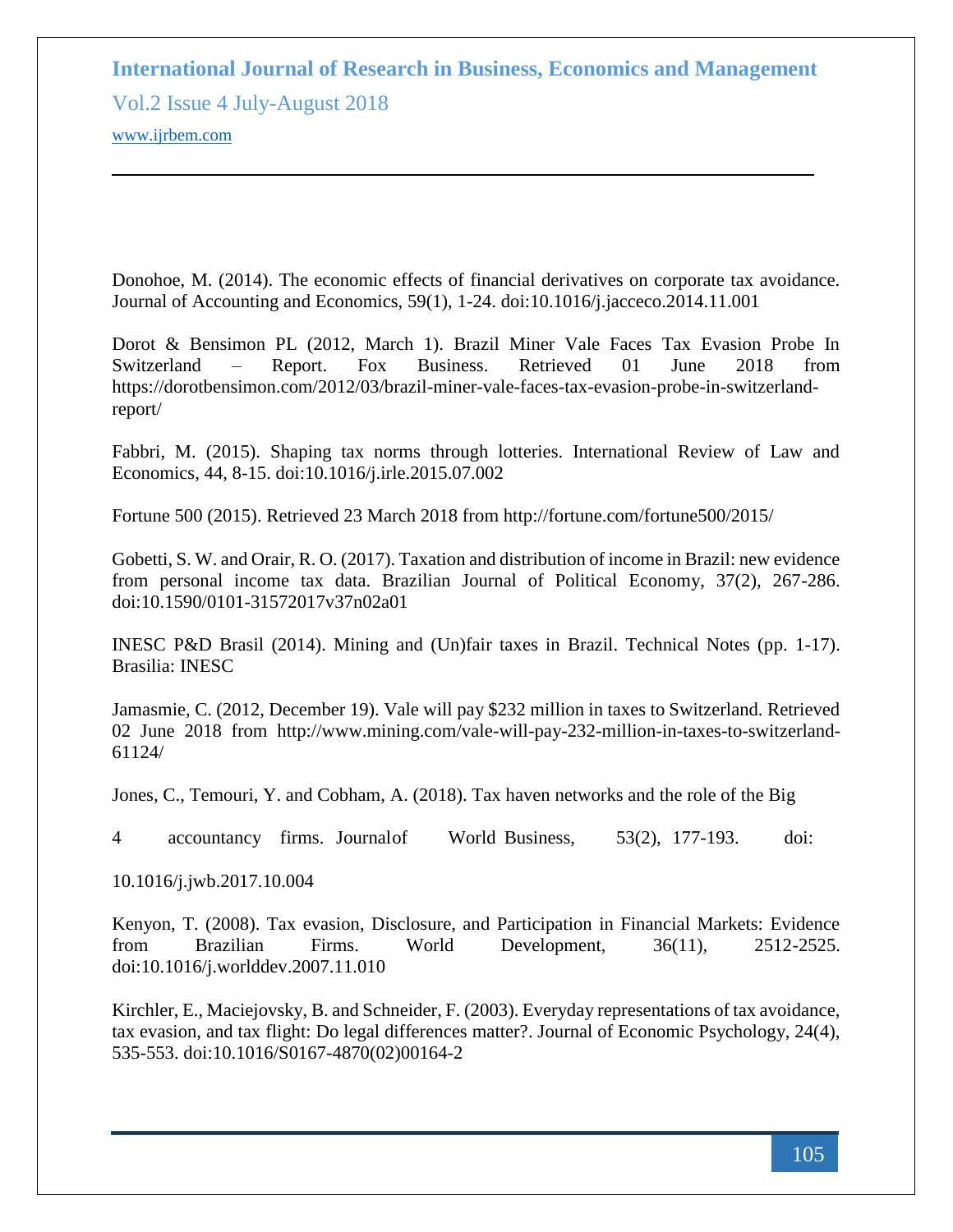Donohoe, M. (2014). The economic effects of financial derivatives on corporate tax avoidance. Journal of Accounting and Economics, 59(1), 1-24. doi:10.1016/j.jacceco.2014.11.001

Dorot & Bensimon PL (2012, March 1). Brazil Miner Vale Faces Tax Evasion Probe In Switzerland – Report. Fox Business. Retrieved 01 June 2018 from https://dorotbensimon.com/2012/03/brazil-miner-vale-faces-tax-evasion-probe-in-switzerland-report/

Fabbri, M. (2015). Shaping tax norms through lotteries. International Review of Law and Economics, 44, 8-15. doi:10.1016/j.irle.2015.07.002

Fortune 500 (2015). Retrieved 23 March 2018 from http://fortune.com/fortune500/2015/

Gobetti, S. W. and Orair, R. O. (2017). Taxation and distribution of income in Brazil: new evidence from personal income tax data. Brazilian Journal of Political Economy, 37(2), 267-286. doi:10.1590/0101-31572017v37n02a01

INESC P&D Brasil (2014). Mining and (Un)fair taxes in Brazil. Technical Notes (pp. 1-17). Brasilia: INESC

Jamasmie, C. (2012, December 19). Vale will pay $232 million in taxes to Switzerland. Retrieved 02 June 2018 from http://www.mining.com/vale-will-pay-232-million-in-taxes-to-switzerland-61124/

Jones, C., Temouri, Y. and Cobham, A. (2018). Tax haven networks and the role of the Big

4 accountancy firms. Journalof World Business, 53(2), 177-193. doi:

10.1016/j.jwb.2017.10.004

Kenyon, T. (2008). Tax evasion, Disclosure, and Participation in Financial Markets: Evidence from Brazilian Firms. World Development, 36(11), 2512-2525. doi:10.1016/j.worlddev.2007.11.010

Kirchler, E., Maciejovsky, B. and Schneider, F. (2003). Everyday representations of tax avoidance, tax evasion, and tax flight: Do legal differences matter?. Journal of Economic Psychology, 24(4), 535-553. doi:10.1016/S0167-4870(02)00164-2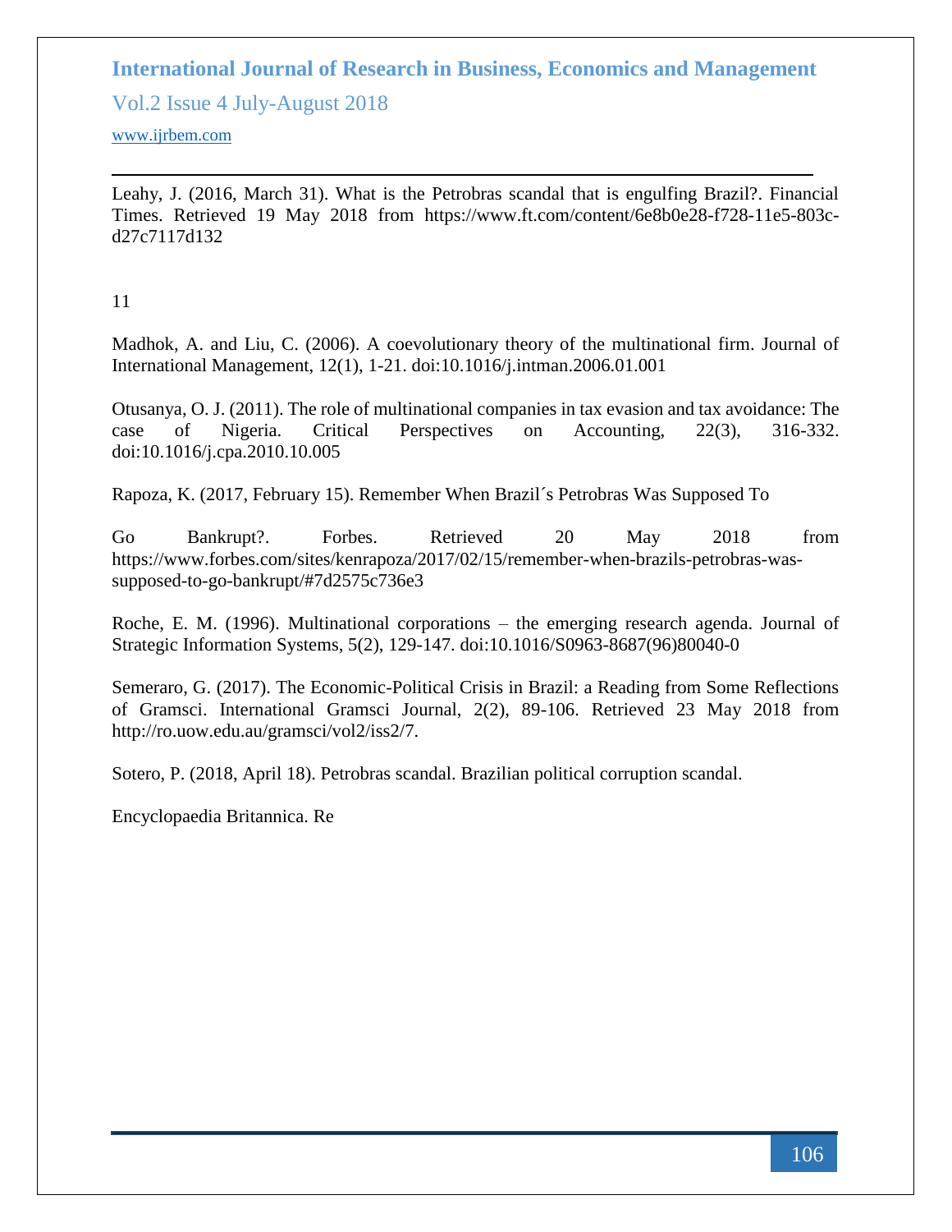Leahy, J. (2016, March 31). What is the Petrobras scandal that is engulfing Brazil?. Financial Times. Retrieved 19 May 2018 from https://www.ft.com/content/6e8b0e28-f728-11e5-803c-d27c7117d132

11

Madhok, A. and Liu, C. (2006). A coevolutionary theory of the multinational firm. Journal of International Management, 12(1), 1-21. doi:10.1016/j.intman.2006.01.001

Otusanya, O. J. (2011). The role of multinational companies in tax evasion and tax avoidance: The case of Nigeria. Critical Perspectives on Accounting, 22(3), 316-332. doi:10.1016/j.cpa.2010.10.005

Rapoza, K. (2017, February 15). Remember When Brazil´s Petrobras Was Supposed To

Go Bankrupt?. Forbes. Retrieved 20 May 2018 from https://www.forbes.com/sites/kenrapoza/2017/02/15/remember-when-brazils-petrobras-was-supposed-to-go-bankrupt/#7d2575c736e3

Roche, E. M. (1996). Multinational corporations – the emerging research agenda. Journal of Strategic Information Systems, 5(2), 129-147. doi:10.1016/S0963-8687(96)80040-0

Semeraro, G. (2017). The Economic-Political Crisis in Brazil: a Reading from Some Reflections of Gramsci. International Gramsci Journal, 2(2), 89-106. Retrieved 23 May 2018 from http://ro.uow.edu.au/gramsci/vol2/iss2/7.

Sotero, P. (2018, April 18). Petrobras scandal. Brazilian political corruption scandal.

Encyclopaedia Britannica. Re